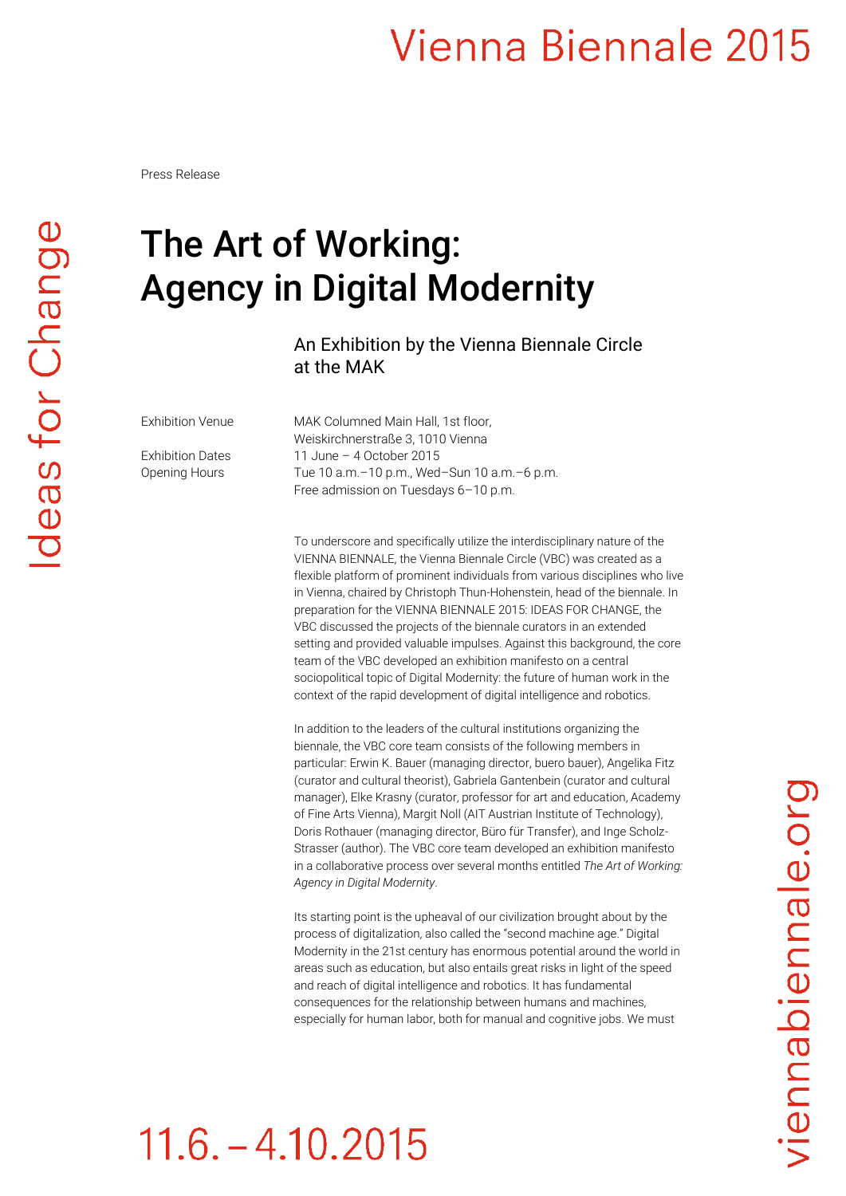Press Release

# The Art of Working: Agency in Digital Modernity

## An Exhibition by the Vienna Biennale Circle at the MAK

| | |
|---|---|
| Exhibition Venue | MAK Columned Main Hall, 1st floor, Weiskirchnerstraße 3, 1010 Vienna |
| Exhibition Dates | 11 June – 4 October 2015 |
| Opening Hours | Tue 10 a.m.–10 p.m., Wed–Sun 10 a.m.–6 p.m. Free admission on Tuesdays 6–10 p.m. |

To underscore and specifically utilize the interdisciplinary nature of the VIENNA BIENNALE, the Vienna Biennale Circle (VBC) was created as a flexible platform of prominent individuals from various disciplines who live in Vienna, chaired by Christoph Thun-Hohenstein, head of the biennale. In preparation for the VIENNA BIENNALE 2015: IDEAS FOR CHANGE, the VBC discussed the projects of the biennale curators in an extended setting and provided valuable impulses. Against this background, the core team of the VBC developed an exhibition manifesto on a central sociopolitical topic of Digital Modernity: the future of human work in the context of the rapid development of digital intelligence and robotics.

In addition to the leaders of the cultural institutions organizing the biennale, the VBC core team consists of the following members in particular: Erwin K. Bauer (managing director, buero bauer), Angelika Fitz (curator and cultural theorist), Gabriela Gantenbein (curator and cultural manager), Elke Krasny (curator, professor for art and education, Academy of Fine Arts Vienna), Margit Noll (AIT Austrian Institute of Technology), Doris Rothauer (managing director, Büro für Transfer), and Inge Scholz-Strasser (author). The VBC core team developed an exhibition manifesto in a collaborative process over several months entitled *The Art of Working: Agency in Digital Modernity*.

Its starting point is the upheaval of our civilization brought about by the process of digitalization, also called the "second machine age." Digital Modernity in the 21st century has enormous potential around the world in areas such as education, but also entails great risks in light of the speed and reach of digital intelligence and robotics. It has fundamental consequences for the relationship between humans and machines, especially for human labor, both for manual and cognitive jobs. We must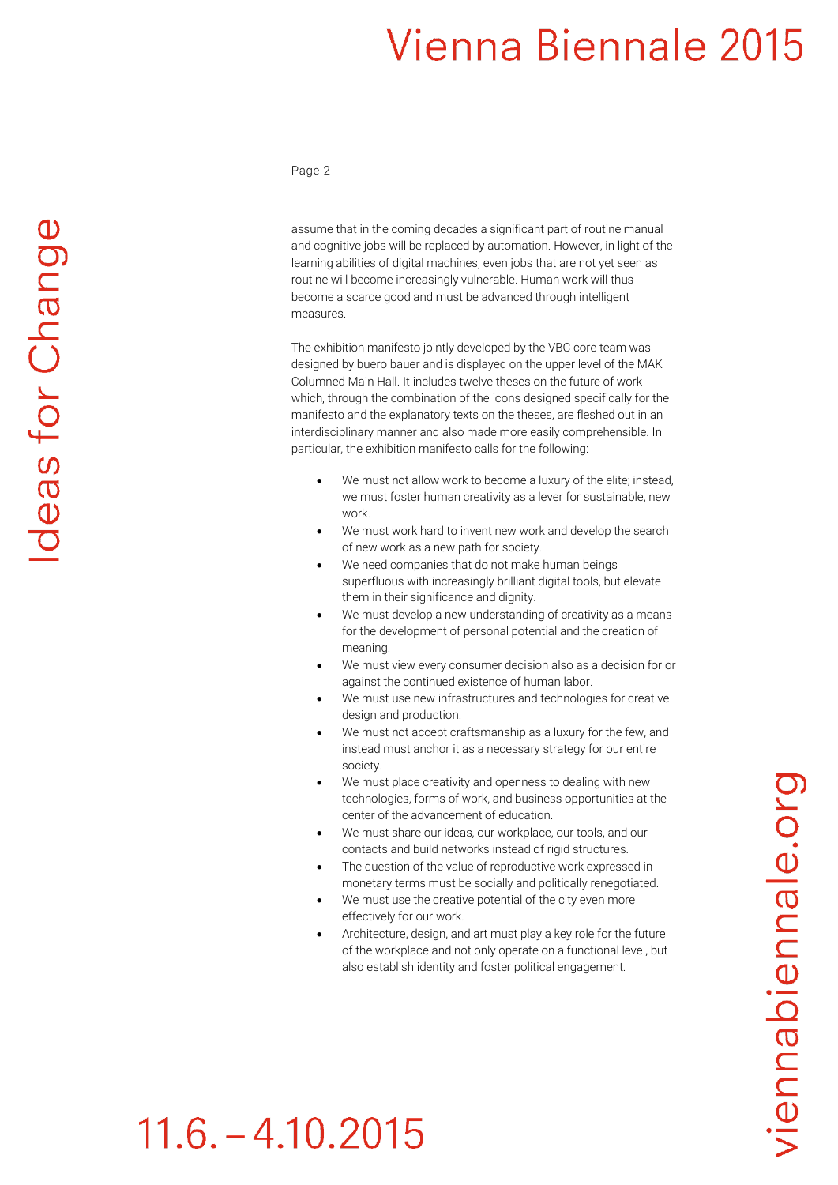assume that in the coming decades a significant part of routine manual and cognitive jobs will be replaced by automation. However, in light of the learning abilities of digital machines, even jobs that are not yet seen as routine will become increasingly vulnerable. Human work will thus become a scarce good and must be advanced through intelligent measures.

The exhibition manifesto jointly developed by the VBC core team was designed by buero bauer and is displayed on the upper level of the MAK Columned Main Hall. It includes twelve theses on the future of work which, through the combination of the icons designed specifically for the manifesto and the explanatory texts on the theses, are fleshed out in an interdisciplinary manner and also made more easily comprehensible. In particular, the exhibition manifesto calls for the following:

- We must not allow work to become a luxury of the elite; instead, we must foster human creativity as a lever for sustainable, new work.
- We must work hard to invent new work and develop the search of new work as a new path for society.
- We need companies that do not make human beings superfluous with increasingly brilliant digital tools, but elevate them in their significance and dignity.
- We must develop a new understanding of creativity as a means for the development of personal potential and the creation of meaning.
- We must view every consumer decision also as a decision for or against the continued existence of human labor.
- We must use new infrastructures and technologies for creative design and production.
- We must not accept craftsmanship as a luxury for the few, and instead must anchor it as a necessary strategy for our entire society.
- We must place creativity and openness to dealing with new technologies, forms of work, and business opportunities at the center of the advancement of education.
- We must share our ideas, our workplace, our tools, and our contacts and build networks instead of rigid structures.
- The question of the value of reproductive work expressed in monetary terms must be socially and politically renegotiated.
- We must use the creative potential of the city even more effectively for our work.
- Architecture, design, and art must play a key role for the future of the workplace and not only operate on a functional level, but also establish identity and foster political engagement.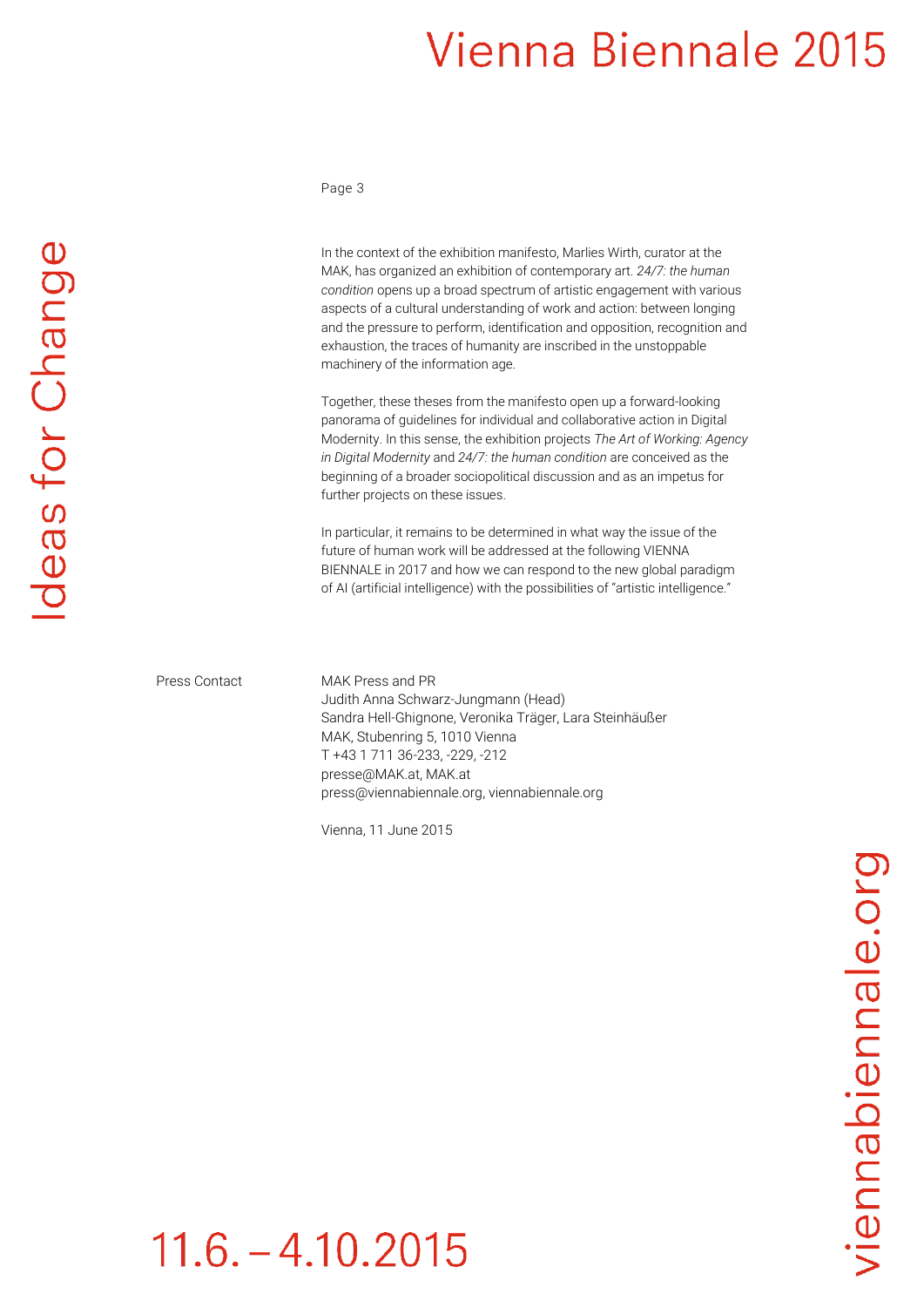In the context of the exhibition manifesto, Marlies Wirth, curator at the MAK, has organized an exhibition of contemporary art. *24/7: the human condition* opens up a broad spectrum of artistic engagement with various aspects of a cultural understanding of work and action: between longing and the pressure to perform, identification and opposition, recognition and exhaustion, the traces of humanity are inscribed in the unstoppable machinery of the information age.

Together, these theses from the manifesto open up a forward-looking panorama of guidelines for individual and collaborative action in Digital Modernity. In this sense, the exhibition projects *The Art of Working: Agency in Digital Modernity* and *24/7: the human condition* are conceived as the beginning of a broader sociopolitical discussion and as an impetus for further projects on these issues.

In particular, it remains to be determined in what way the issue of the future of human work will be addressed at the following VIENNA BIENNALE in 2017 and how we can respond to the new global paradigm of AI (artificial intelligence) with the possibilities of "artistic intelligence."

Press Contact

MAK Press and PR
Judith Anna Schwarz-Jungmann (Head)
Sandra Hell-Ghignone, Veronika Träger, Lara Steinhäußer
MAK, Stubenring 5, 1010 Vienna
T +43 1 711 36-233, -229, -212
presse@MAK.at, MAK.at
press@viennabiennale.org, viennabiennale.org

Vienna, 11 June 2015